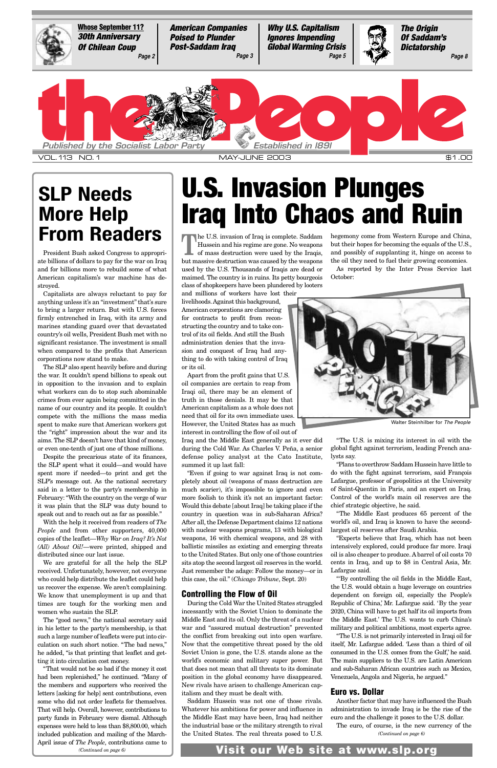Whose September 11? 30th Anniversary Of Chilean Coup — Page 2

American Companies Poised to Plunder Post-Saddam Iraq — Page 3

Why U.S. Capitalism Ignores Impending Global Warming Crisis — Page 5

The Origin Of Saddam's Dictatorship — Page 8

# the People

Published by the Socialist Labor Party — Established in 1891

VOL. 113 NO. 1 — MAY-JUNE 2003 — $1.00

# U.S. Invasion Plunges Iraq Into Chaos and Ruin

The U.S. invasion of Iraq is complete. Saddam Hussein and his regime are gone. No weapons of mass destruction were used by the Iraqis, but massive destruction was caused by the weapons used by the U.S. Thousands of Iraqis are dead or maimed. The country is in ruins. Its petty bourgeois class of shopkeepers has been plundered by looters and millions of workers have lost their livelihoods. Against this background, American corporations are clamoring for contracts to profit from reconstructing the country and to take control of its oil fields. And still the Bush administration denies that the invasion and conquest of Iraq had anything to do with taking control of Iraq or its oil.

Apart from the profit gains that U.S. oil companies are certain to reap from Iraqi oil, there may be an element of truth in those denials. It may be that American capitalism as a whole does not need that oil for its own immediate uses. However, the United States has as much interest in controlling the flow of oil out of Iraq and the Middle East generally as it ever did during the Cold War. As Charles V. Peña, a senior defense policy analyst at the Cato Institute, summed it up last fall:

"Even if going to war against Iraq is not completely about oil (weapons of mass destruction are much scarier), it's impossible to ignore and even more foolish to think it's not an important factor: Would this debate [about Iraq] be taking place if the country in question was in sub-Saharan Africa? After all, the Defense Department claims 12 nations with nuclear weapons programs, 13 with biological weapons, 16 with chemical weapons, and 28 with ballistic missiles as existing and emerging threats to the United States. But only one of those countries sits atop the second largest oil reserves in the world. Just remember the adage: Follow the money—or in this case, the oil." (*Chicago Tribune*, Sept. 20)

## Controlling the Flow of Oil

During the Cold War the United States struggled incessantly with the Soviet Union to dominate the Middle East and its oil. Only the threat of a nuclear war and "assured mutual destruction" prevented the conflict from breaking out into open warfare. Now that the competitive threat posed by the old Soviet Union is gone, the U.S. stands alone as the world's economic and military super power. But that does not mean that all threats to its dominate position in the global economy have disappeared. New rivals have arisen to challenge American capitalism and they must be dealt with.

Saddam Hussein was not one of those rivals. Whatever his ambitions for power and influence in the Middle East may have been, Iraq had neither the industrial base or the military strength to rival the United States. The real threats posed to U.S. hegemony come from Western Europe and China, but their hopes for becoming the equals of the U.S., and possibly of supplanting it, hinge on access to the oil they need to fuel their growing economies.

As reported by the Inter Press Service last October:

Walter Steinhilber for *The People*

"The U.S. is mixing its interest in oil with the global fight against terrorism, leading French analysts say.

"Plans to overthrow Saddam Hussein have little to do with the fight against terrorism, said François Lafargue, professor of geopolitics at the University of Saint-Quentin in Paris, and an expert on Iraq. Control of the world's main oil reserves are the chief strategic objective, he said.

"The Middle East produces 65 percent of the world's oil, and Iraq is known to have the second-largest oil reserves after Saudi Arabia.

"Experts believe that Iraq, which has not been intensively explored, could produce far more. Iraqi oil is also cheaper to produce. A barrel of oil costs 70 cents in Iraq, and up to $8 in Central Asia, Mr. Lafargue said.

"'By controlling the oil fields in the Middle East, the U.S. would obtain a huge leverage on countries dependent on foreign oil, especially the People's Republic of China,' Mr. Lafargue said. 'By the year 2020, China will have to get half its oil imports from the Middle East.' The U.S. wants to curb China's military and political ambitions, most experts agree.

"The U.S. is not primarily interested in Iraqi oil for itself, Mr. Lafargue added. 'Less than a third of oil consumed in the U.S. comes from the Gulf,' he said. The main suppliers to the U.S. are Latin American and sub-Saharan African countries such as Mexico, Venezuela, Angola and Nigeria, he argued."

## Euro vs. Dollar

Another factor that may have influenced the Bush administration to invade Iraq is be the rise of the euro and the challenge it poses to the U.S. dollar.

The euro, of course, is the new currency of the

*(Continued on page 6)*

# SLP Needs More Help From Readers

President Bush asked Congress to appropriate billions of dollars to pay for the war on Iraq and for billions more to rebuild some of what American capitalism's war machine has destroyed.

Capitalists are always reluctant to pay for anything unless it's an "investment" that's sure to bring a larger return. But with U.S. forces firmly entrenched in Iraq, with its army and marines standing guard over that devastated country's oil wells, President Bush met with no significant resistance. The investment is small when compared to the profits that American corporations now stand to make.

The SLP also spent heavily before and during the war. It couldn't spend billions to speak out in opposition to the invasion and to explain what workers can do to stop such abominable crimes from ever again being committed in the name of our country and its people. It couldn't compete with the millions the mass media spent to make sure that American workers got the "right" impression about the war and its aims. The SLP doesn't have that kind of money, or even one-tenth of just one of those millions.

Despite the precarious state of its finances, the SLP spent what it could—and would have spent more if needed—to print and get the SLP's message out. As the national secretary said in a letter to the party's membership in February: "With the country on the verge of war it was plain that the SLP was duty bound to speak out and to reach out as far as possible."

With the help it received from readers of *The People* and from other supporters, 40,000 copies of the leaflet—*Why War on Iraq? It's Not (All) About Oil!*—were printed, shipped and distributed since our last issue.

We are grateful for all the help the SLP received. Unfortunately, however, not everyone who could help distribute the leaflet could help us recover the expense. We aren't complaining. We know that unemployment is up and that times are tough for the working men and women who sustain the SLP.

The "good news," the national secretary said in his letter to the party's membership, is that such a large number of leaflets were put into circulation on such short notice. "The bad news," he added, "is that printing that leaflet and getting it into circulation cost money.

"That would not be so bad if the money it cost had been replenished," he continued. "Many of the members and supporters who received the letters [asking for help] sent contributions, even some who did not order leaflets for themselves. That will help. Overall, however, contributions to party funds in February were dismal. Although expenses were held to less than $8,800.00, which included publication and mailing of the March-April issue of *The People*, contributions came to

*(Continued on page 6)*

Visit our Web site at www.slp.org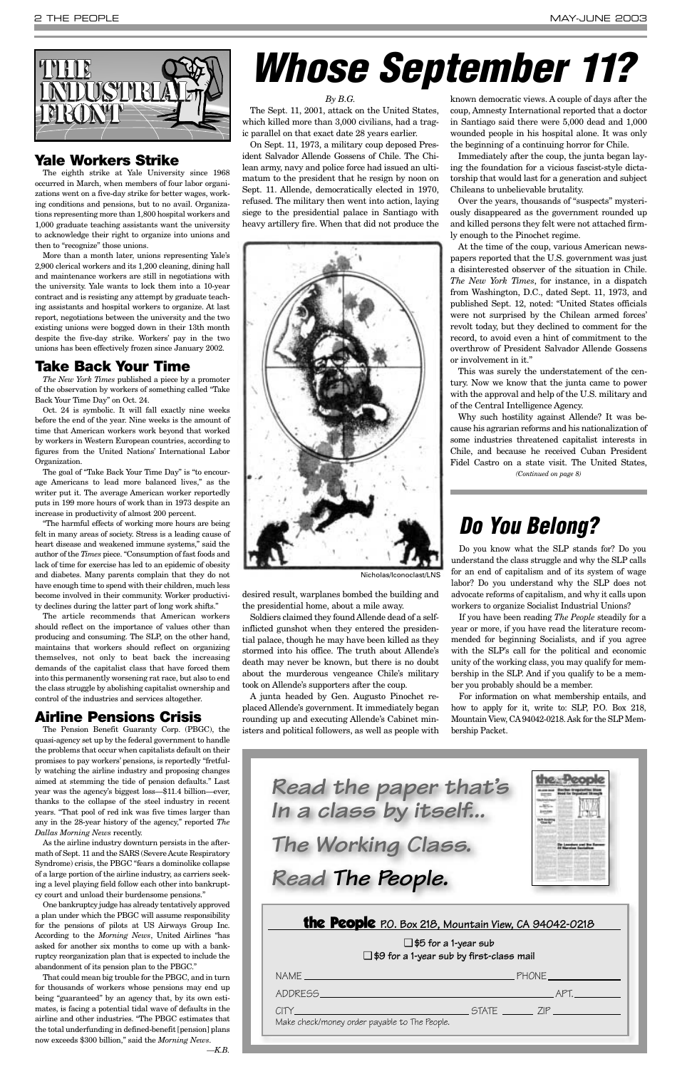# THE INDUSTRIAL FRONT

## Yale Workers Strike

The eighth strike at Yale University since 1968 occurred in March, when members of four labor organizations went on a five-day strike for better wages, working conditions and pensions, but to no avail. Organizations representing more than 1,800 hospital workers and 1,000 graduate teaching assistants want the university to acknowledge their right to organize into unions and then to "recognize" those unions.

More than a month later, unions representing Yale's 2,900 clerical workers and its 1,200 cleaning, dining hall and maintenance workers are still in negotiations with the university. Yale wants to lock them into a 10-year contract and is resisting any attempt by graduate teaching assistants and hospital workers to organize. At last report, negotiations between the university and the two existing unions were bogged down in their 13th month despite the five-day strike. Workers' pay in the two unions has been effectively frozen since January 2002.

## Take Back Your Time

*The New York Times* published a piece by a promoter of the observation by workers of something called "Take Back Your Time Day" on Oct. 24.

Oct. 24 is symbolic. It will fall exactly nine weeks before the end of the year. Nine weeks is the amount of time that American workers work beyond that worked by workers in Western European countries, according to figures from the United Nations' International Labor Organization.

The goal of "Take Back Your Time Day" is "to encourage Americans to lead more balanced lives," as the writer put it. The average American worker reportedly puts in 199 more hours of work than in 1973 despite an increase in productivity of almost 200 percent.

"The harmful effects of working more hours are being felt in many areas of society. Stress is a leading cause of heart disease and weakened immune systems," said the author of the *Times* piece. "Consumption of fast foods and lack of time for exercise has led to an epidemic of obesity and diabetes. Many parents complain that they do not have enough time to spend with their children, much less become involved in their community. Worker productivity declines during the latter part of long work shifts."

The article recommends that American workers should reflect on the importance of values other than producing and consuming. The SLP, on the other hand, maintains that workers should reflect on organizing themselves, not only to beat back the increasing demands of the capitalist class that have forced them into this permanently worsening rat race, but also to end the class struggle by abolishing capitalist ownership and control of the industries and services altogether.

## Airline Pensions Crisis

The Pension Benefit Guaranty Corp. (PBGC), the quasi-agency set up by the federal government to handle the problems that occur when capitalists default on their promises to pay workers' pensions, is reportedly "fretfully watching the airline industry and proposing changes aimed at stemming the tide of pension defaults." Last year was the agency's biggest loss—$11.4 billion—ever, thanks to the collapse of the steel industry in recent years. "That pool of red ink was five times larger than any in the 28-year history of the agency," reported *The Dallas Morning News* recently.

As the airline industry downturn persists in the aftermath of Sept. 11 and the SARS (Severe Acute Respiratory Syndrome) crisis, the PBGC "fears a dominolike collapse of a large portion of the airline industry, as carriers seeking a level playing field follow each other into bankruptcy court and unload their burdensome pensions."

One bankruptcy judge has already tentatively approved a plan under which the PBGC will assume responsibility for the pensions of pilots at US Airways Group Inc. According to the *Morning News*, United Airlines "has asked for another six months to come up with a bankruptcy reorganization plan that is expected to include the abandonment of its pension plan to the PBGC."

That could mean big trouble for the PBGC, and in turn for thousands of workers whose pensions may end up being "guaranteed" by an agency that, by its own estimates, is facing a potential tidal wave of defaults in the airline and other industries. "The PBGC estimates that the total underfunding in defined-benefit [pension] plans now exceeds $300 billion," said the *Morning News*.

—*K.B.*

# Whose September 11?

*By B.G.*

The Sept. 11, 2001, attack on the United States, which killed more than 3,000 civilians, had a tragic parallel on that exact date 28 years earlier.

On Sept. 11, 1973, a military coup deposed President Salvador Allende Gossens of Chile. The Chilean army, navy and police force had issued an ultimatum to the president that he resign by noon on Sept. 11. Allende, democratically elected in 1970, refused. The military then went into action, laying siege to the presidential palace in Santiago with heavy artillery fire. When that did not produce the desired result, warplanes bombed the building and the presidential home, about a mile away.

Nicholas/Iconoclast/LNS

Soldiers claimed they found Allende dead of a self-inflicted gunshot when they entered the presidential palace, though he may have been killed as they stormed into his office. The truth about Allende's death may never be known, but there is no doubt about the murderous vengeance Chile's military took on Allende's supporters after the coup.

A junta headed by Gen. Augusto Pinochet replaced Allende's government. It immediately began rounding up and executing Allende's Cabinet ministers and political followers, as well as people with known democratic views. A couple of days after the coup, Amnesty International reported that a doctor in Santiago said there were 5,000 dead and 1,000 wounded people in his hospital alone. It was only the beginning of a continuing horror for Chile.

Immediately after the coup, the junta began laying the foundation for a vicious fascist-style dictatorship that would last for a generation and subject Chileans to unbelievable brutality.

Over the years, thousands of "suspects" mysteriously disappeared as the government rounded up and killed persons they felt were not attached firmly enough to the Pinochet regime.

At the time of the coup, various American newspapers reported that the U.S. government was just a disinterested observer of the situation in Chile. *The New York Times*, for instance, in a dispatch from Washington, D.C., dated Sept. 11, 1973, and published Sept. 12, noted: "United States officials were not surprised by the Chilean armed forces' revolt today, but they declined to comment for the record, to avoid even a hint of commitment to the overthrow of President Salvador Allende Gossens or involvement in it."

This was surely the understatement of the century. Now we know that the junta came to power with the approval and help of the U.S. military and of the Central Intelligence Agency.

Why such hostility against Allende? It was because his agrarian reforms and his nationalization of some industries threatened capitalist interests in Chile, and because he received Cuban President Fidel Castro on a state visit. The United States,

*(Continued on page 8)*

## Do You Belong?

Do you know what the SLP stands for? Do you understand the class struggle and why the SLP calls for an end of capitalism and of its system of wage labor? Do you understand why the SLP does not advocate reforms of capitalism, and why it calls upon workers to organize Socialist Industrial Unions?

If you have been reading *The People* steadily for a year or more, if you have read the literature recommended for beginning Socialists, and if you agree with the SLP's call for the political and economic unity of the working class, you may qualify for membership in the SLP. And if you qualify to be a member you probably should be a member.

For information on what membership entails, and how to apply for it, write to: SLP, P.O. Box 218, Mountain View, CA 94042-0218. Ask for the SLP Membership Packet.

---

**Read the paper that's In a class by itself... The Working Class. Read The People.**

**the People** P.O. Box 218, Mountain View, CA 94042-0218

❑ $5 for a 1-year sub
❑ $9 for a 1-year sub by first-class mail

NAME ______________________ PHONE __________

ADDRESS ______________________ APT. ______

CITY ______________ STATE ______ ZIP ________

Make check/money order payable to The People.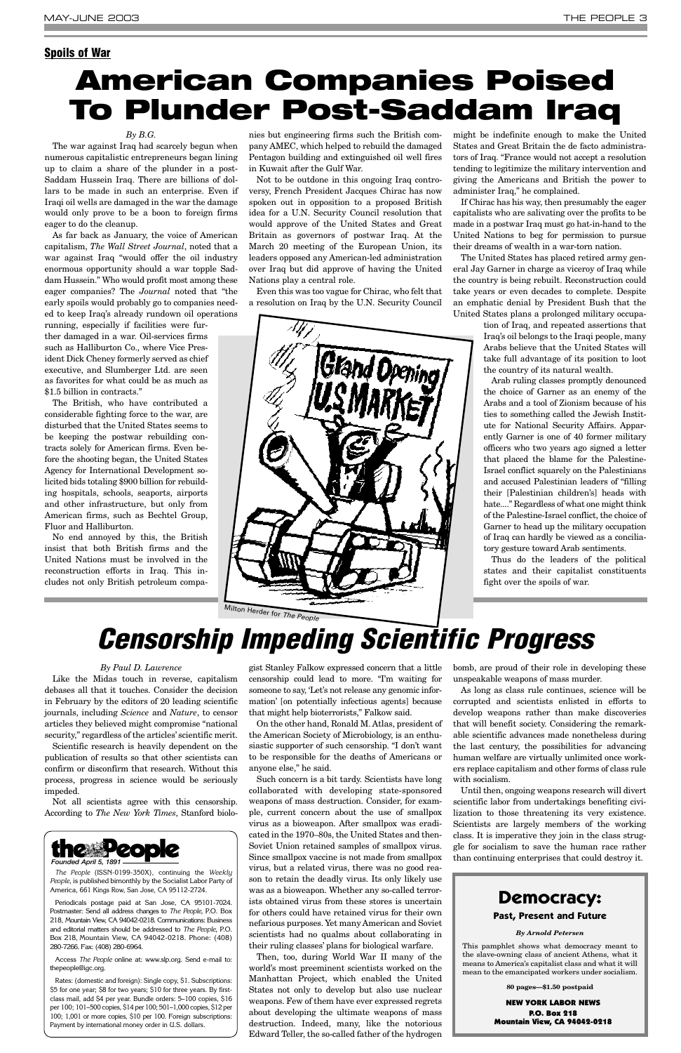**Spoils of War**

# American Companies Poised To Plunder Post-Saddam Iraq

*By B.G.*

The war against Iraq had scarcely begun when numerous capitalistic entrepreneurs began lining up to claim a share of the plunder in a post-Saddam Hussein Iraq. There are billions of dollars to be made in such an enterprise. Even if Iraqi oil wells are damaged in the war the damage would only prove to be a boon to foreign firms eager to do the cleanup.

As far back as January, the voice of American capitalism, *The Wall Street Journal*, noted that a war against Iraq "would offer the oil industry enormous opportunity should a war topple Saddam Hussein." Who would profit most among these eager companies? The *Journal* noted that "the early spoils would probably go to companies needed to keep Iraq's already rundown oil operations running, especially if facilities were further damaged in a war. Oil-services firms such as Halliburton Co., where Vice President Dick Cheney formerly served as chief executive, and Slumberger Ltd. are seen as favorites for what could be as much as $1.5 billion in contracts."

The British, who have contributed a considerable fighting force to the war, are disturbed that the United States seems to be keeping the postwar rebuilding contracts solely for American firms. Even before the shooting began, the United States Agency for International Development solicited bids totaling $900 billion for rebuilding hospitals, schools, seaports, airports and other infrastructure, but only from American firms, such as Bechtel Group, Fluor and Halliburton.

No end annoyed by this, the British insist that both British firms and the United Nations must be involved in the reconstruction efforts in Iraq. This includes not only British petroleum companies but engineering firms such the British company AMEC, which helped to rebuild the damaged Pentagon building and extinguished oil well fires in Kuwait after the Gulf War.

Not to be outdone in this ongoing Iraq controversy, French President Jacques Chirac has now spoken out in opposition to a proposed British idea for a U.N. Security Council resolution that would approve of the United States and Great Britain as governors of postwar Iraq. At the March 20 meeting of the European Union, its leaders opposed any American-led administration over Iraq but did approve of having the United Nations play a central role.

Even this was too vague for Chirac, who felt that a resolution on Iraq by the U.N. Security Council might be indefinite enough to make the United States and Great Britain the de facto administrators of Iraq. "France would not accept a resolution tending to legitimize the military intervention and giving the Americans and British the power to administer Iraq," he complained.

If Chirac has his way, then presumably the eager capitalists who are salivating over the profits to be made in a postwar Iraq must go hat-in-hand to the United Nations to beg for permission to pursue their dreams of wealth in a war-torn nation.

The United States has placed retired army general Jay Garner in charge as viceroy of Iraq while the country is being rebuilt. Reconstruction could take years or even decades to complete. Despite an emphatic denial by President Bush that the United States plans a prolonged military occupation of Iraq, and repeated assertions that Iraq's oil belongs to the Iraqi people, many Arabs believe that the United States will take full advantage of its position to loot the country of its natural wealth.

Arab ruling classes promptly denounced the choice of Garner as an enemy of the Arabs and a tool of Zionism because of his ties to something called the Jewish Institute for National Security Affairs. Apparently Garner is one of 40 former military officers who two years ago signed a letter that placed the blame for the Palestine-Israel conflict squarely on the Palestinians and accused Palestinian leaders of "filling their [Palestinian children's] heads with hate...." Regardless of what one might think of the Palestine-Israel conflict, the choice of Garner to head up the military occupation of Iraq can hardly be viewed as a conciliatory gesture toward Arab sentiments.

Thus do the leaders of the political states and their capitalist constituents fight over the spoils of war.

Milton Herder for *The People*

# Censorship Impeding Scientific Progress

*By Paul D. Lawrence*

Like the Midas touch in reverse, capitalism debases all that it touches. Consider the decision in February by the editors of 20 leading scientific journals, including *Science* and *Nature*, to censor articles they believed might compromise "national security," regardless of the articles' scientific merit.

Scientific research is heavily dependent on the publication of results so that other scientists can confirm or disconfirm that research. Without this process, progress in science would be seriously impeded.

Not all scientists agree with this censorship. According to *The New York Times*, Stanford biologist Stanley Falkow expressed concern that a little censorship could lead to more. "I'm waiting for someone to say, 'Let's not release any genomic information' [on potentially infectious agents] because that might help bioterrorists," Falkow said.

On the other hand, Ronald M. Atlas, president of the American Society of Microbiology, is an enthusiastic supporter of such censorship. "I don't want to be responsible for the deaths of Americans or anyone else," he said.

Such concern is a bit tardy. Scientists have long collaborated with developing state-sponsored weapons of mass destruction. Consider, for example, current concern about the use of smallpox virus as a bioweapon. After smallpox was eradicated in the 1970–80s, the United States and then-Soviet Union retained samples of smallpox virus. Since smallpox vaccine is not made from smallpox virus, but a related virus, there was no good reason to retain the deadly virus. Its only likely use was as a bioweapon. Whether any so-called terrorists obtained virus from these stores is uncertain for others could have retained virus for their own nefarious purposes. Yet many American and Soviet scientists had no qualms about collaborating in their ruling classes' plans for biological warfare.

Then, too, during World War II many of the world's most preeminent scientists worked on the Manhattan Project, which enabled the United States not only to develop but also use nuclear weapons. Few of them have ever expressed regrets about developing the ultimate weapons of mass destruction. Indeed, many, like the notorious Edward Teller, the so-called father of the hydrogen bomb, are proud of their role in developing these unspeakable weapons of mass murder.

As long as class rule continues, science will be corrupted and scientists enlisted in efforts to develop weapons rather than make discoveries that will benefit society. Considering the remarkable scientific advances made nonetheless during the last century, the possibilities for advancing human welfare are virtually unlimited once workers replace capitalism and other forms of class rule with socialism.

Until then, ongoing weapons research will divert scientific labor from undertakings benefiting civilization to those threatening its very existence. Scientists are largely members of the working class. It is imperative they join in the class struggle for socialism to save the human race rather than continuing enterprises that could destroy it.

---

**the People**
*Founded April 5, 1891*

*The People* (ISSN-0199-350X), continuing the *Weekly People*, is published bimonthly by the Socialist Labor Party of America, 661 Kings Row, San Jose, CA 95112-2724.

Periodicals postage paid at San Jose, CA 95101-7024. Postmaster: Send all address changes to *The People*, P.O. Box 218, Mountain View, CA 94042-0218. Communications: Business and editorial matters should be addressed to *The People*, P.O. Box 218, Mountain View, CA 94042-0218. Phone: (408) 280-7266. Fax: (408) 280-6964.

Access *The People* online at: www.slp.org. Send e-mail to: thepeople@igc.org.

Rates: (domestic and foreign): Single copy, $1. Subscriptions: $5 for one year; $8 for two years; $10 for three years. By first-class mail, add $4 per year. Bundle orders: 5–100 copies, $16 per 100; 101–500 copies, $14 per 100; 501–1,000 copies, $12 per 100; 1,001 or more copies, $10 per 100. Foreign subscriptions: Payment by international money order in U.S. dollars.

---

## Democracy:

**Past, Present and Future**

*By Arnold Petersen*

This pamphlet shows what democracy meant to the slave-owning class of ancient Athens, what it means to America's capitalist class and what it will mean to the emancipated workers under socialism.

**80 pages—$1.50 postpaid**

**NEW YORK LABOR NEWS**
**P.O. Box 218**
**Mountain View, CA 94042-0218**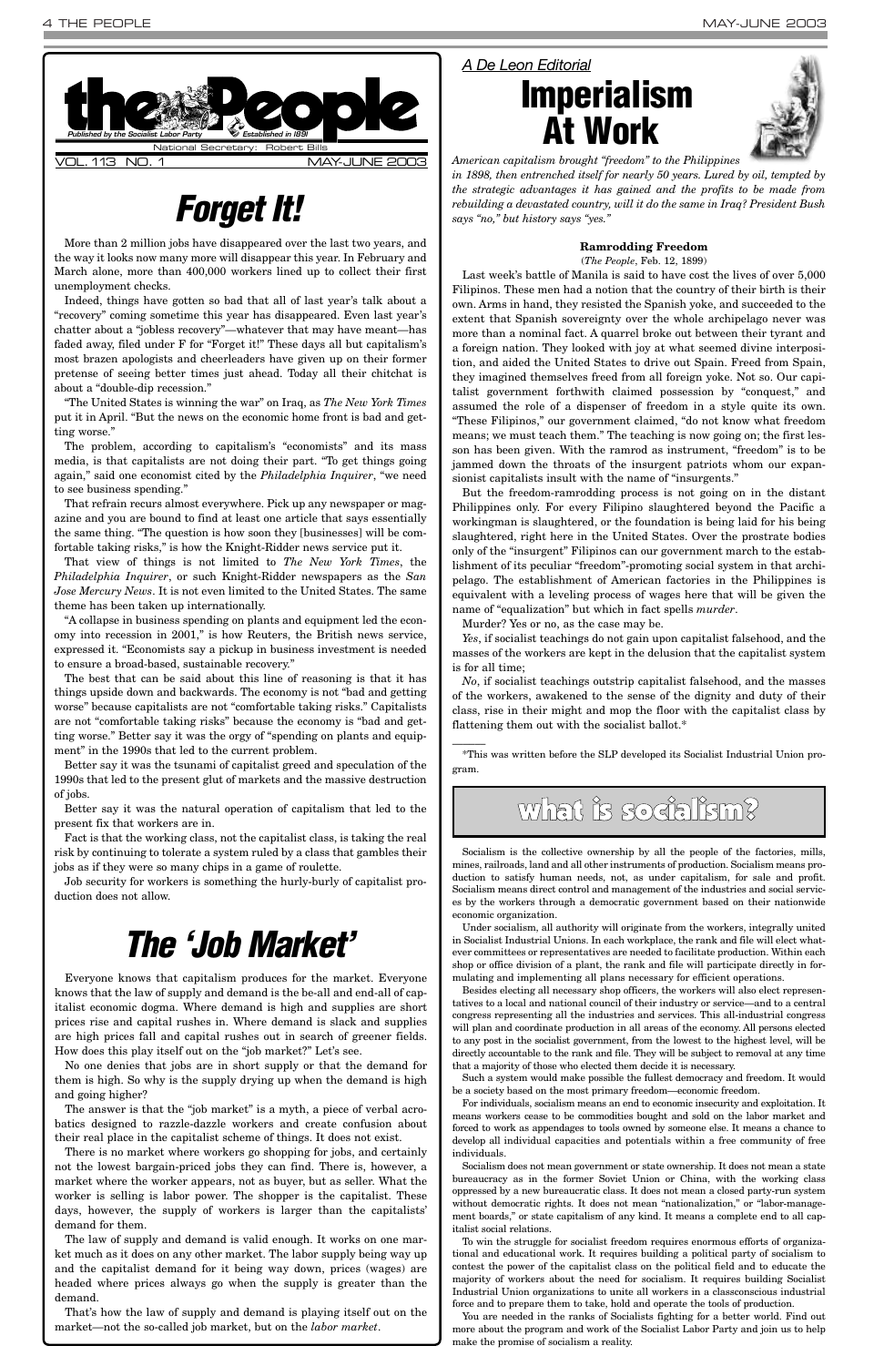# the People

Published by the Socialist Labor Party — Established in 1891

National Secretary: Robert Bills

VOL. 113 NO. 1 MAY-JUNE 2003

# Forget It!

More than 2 million jobs have disappeared over the last two years, and the way it looks now many more will disappear this year. In February and March alone, more than 400,000 workers lined up to collect their first unemployment checks.

Indeed, things have gotten so bad that all of last year's talk about a "recovery" coming sometime this year has disappeared. Even last year's chatter about a "jobless recovery"—whatever that may have meant—has faded away, filed under F for "Forget it!" These days all but capitalism's most brazen apologists and cheerleaders have given up on their former pretense of seeing better times just ahead. Today all their chitchat is about a "double-dip recession."

"The United States is winning the war" on Iraq, as *The New York Times* put it in April. "But the news on the economic home front is bad and getting worse."

The problem, according to capitalism's "economists" and its mass media, is that capitalists are not doing their part. "To get things going again," said one economist cited by the *Philadelphia Inquirer*, "we need to see business spending."

That refrain recurs almost everywhere. Pick up any newspaper or magazine and you are bound to find at least one article that says essentially the same thing. "The question is how soon they [businesses] will be comfortable taking risks," is how the Knight-Ridder news service put it.

That view of things is not limited to *The New York Times*, the *Philadelphia Inquirer*, or such Knight-Ridder newspapers as the *San Jose Mercury News*. It is not even limited to the United States. The same theme has been taken up internationally.

"A collapse in business spending on plants and equipment led the economy into recession in 2001," is how Reuters, the British news service, expressed it. "Economists say a pickup in business investment is needed to ensure a broad-based, sustainable recovery."

The best that can be said about this line of reasoning is that it has things upside down and backwards. The economy is not "bad and getting worse" because capitalists are not "comfortable taking risks." Capitalists are not "comfortable taking risks" because the economy is "bad and getting worse." Better say it was the orgy of "spending on plants and equipment" in the 1990s that led to the current problem.

Better say it was the tsunami of capitalist greed and speculation of the 1990s that led to the present glut of markets and the massive destruction of jobs.

Better say it was the natural operation of capitalism that led to the present fix that workers are in.

Fact is that the working class, not the capitalist class, is taking the real risk by continuing to tolerate a system ruled by a class that gambles their jobs as if they were so many chips in a game of roulette.

Job security for workers is something the hurly-burly of capitalist production does not allow.

# The 'Job Market'

Everyone knows that capitalism produces for the market. Everyone knows that the law of supply and demand is the be-all and end-all of capitalist economic dogma. Where demand is high and supplies are short prices rise and capital rushes in. Where demand is slack and supplies are high prices fall and capital rushes out in search of greener fields. How does this play itself out on the "job market?" Let's see.

No one denies that jobs are in short supply or that the demand for them is high. So why is the supply drying up when the demand is high and going higher?

The answer is that the "job market" is a myth, a piece of verbal acrobatics designed to razzle-dazzle workers and create confusion about their real place in the capitalist scheme of things. It does not exist.

There is no market where workers go shopping for jobs, and certainly not the lowest bargain-priced jobs they can find. There is, however, a market where the worker appears, not as buyer, but as seller. What the worker is selling is labor power. The shopper is the capitalist. These days, however, the supply of workers is larger than the capitalists' demand for them.

The law of supply and demand is valid enough. It works on one market much as it does on any other market. The labor supply being way up and the capitalist demand for it being way down, prices (wages) are headed where prices always go when the supply is greater than the demand.

That's how the law of supply and demand is playing itself out on the market—not the so-called job market, but on the *labor market*.

*A De Leon Editorial*

# Imperialism At Work

*American capitalism brought "freedom" to the Philippines in 1898, then entrenched itself for nearly 50 years. Lured by oil, tempted by the strategic advantages it has gained and the profits to be made from rebuilding a devastated country, will it do the same in Iraq? President Bush says "no," but history says "yes."*

**Ramrodding Freedom**

(*The People*, Feb. 12, 1899)

Last week's battle of Manila is said to have cost the lives of over 5,000 Filipinos. These men had a notion that the country of their birth is their own. Arms in hand, they resisted the Spanish yoke, and succeeded to the extent that Spanish sovereignty over the whole archipelago never was more than a nominal fact. A quarrel broke out between their tyrant and a foreign nation. They looked with joy at what seemed divine interposition, and aided the United States to drive out Spain. Freed from Spain, they imagined themselves freed from all foreign yoke. Not so. Our capitalist government forthwith claimed possession by "conquest," and assumed the role of a dispenser of freedom in a style quite its own. "These Filipinos," our government claimed, "do not know what freedom means; we must teach them." The teaching is now going on; the first lesson has been given. With the ramrod as instrument, "freedom" is to be jammed down the throats of the insurgent patriots whom our expansionist capitalists insult with the name of "insurgents."

But the freedom-ramrodding process is not going on in the distant Philippines only. For every Filipino slaughtered beyond the Pacific a workingman is slaughtered, or the foundation is being laid for his being slaughtered, right here in the United States. Over the prostrate bodies only of the "insurgent" Filipinos can our government march to the establishment of its peculiar "freedom"-promoting social system in that archipelago. The establishment of American factories in the Philippines is equivalent with a leveling process of wages here that will be given the name of "equalization" but which in fact spells *murder*.

Murder? Yes or no, as the case may be.

*Yes*, if socialist teachings do not gain upon capitalist falsehood, and the masses of the workers are kept in the delusion that the capitalist system is for all time;

*No*, if socialist teachings outstrip capitalist falsehood, and the masses of the workers, awakened to the sense of the dignity and duty of their class, rise in their might and mop the floor with the capitalist class by flattening them out with the socialist ballot.*

*This was written before the SLP developed its Socialist Industrial Union program.

## what is socialism?

Socialism is the collective ownership by all the people of the factories, mills, mines, railroads, land and all other instruments of production. Socialism means production to satisfy human needs, not, as under capitalism, for sale and profit. Socialism means direct control and management of the industries and social services by the workers through a democratic government based on their nationwide economic organization.

Under socialism, all authority will originate from the workers, integrally united in Socialist Industrial Unions. In each workplace, the rank and file will elect whatever committees or representatives are needed to facilitate production. Within each shop or office division of a plant, the rank and file will participate directly in formulating and implementing all plans necessary for efficient operations.

Besides electing all necessary shop officers, the workers will also elect representatives to a local and national council of their industry or service—and to a central congress representing all the industries and services. This all-industrial congress will plan and coordinate production in all areas of the economy. All persons elected to any post in the socialist government, from the lowest to the highest level, will be directly accountable to the rank and file. They will be subject to removal at any time that a majority of those who elected them decide it is necessary.

Such a system would make possible the fullest democracy and freedom. It would be a society based on the most primary freedom—economic freedom.

For individuals, socialism means an end to economic insecurity and exploitation. It means workers cease to be commodities bought and sold on the labor market and forced to work as appendages to tools owned by someone else. It means a chance to develop all individual capacities and potentials within a free community of free individuals.

Socialism does not mean government or state ownership. It does not mean a state bureaucracy as in the former Soviet Union or China, with the working class oppressed by a new bureaucratic class. It does not mean a closed party-run system without democratic rights. It does not mean "nationalization," or "labor-management boards," or state capitalism of any kind. It means a complete end to all capitalist social relations.

To win the struggle for socialist freedom requires enormous efforts of organizational and educational work. It requires building a political party of socialism to contest the power of the capitalist class on the political field and to educate the majority of workers about the need for socialism. It requires building Socialist Industrial Union organizations to unite all workers in a classconscious industrial force and to prepare them to take, hold and operate the tools of production.

You are needed in the ranks of Socialists fighting for a better world. Find out more about the program and work of the Socialist Labor Party and join us to help make the promise of socialism a reality.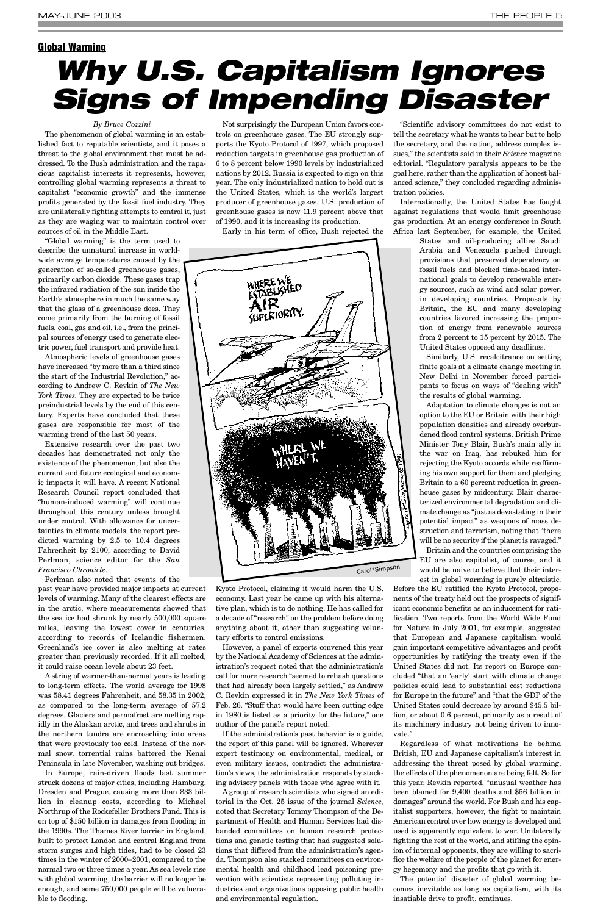**Global Warming**

# Why U.S. Capitalism Ignores Signs of Impending Disaster

*By Bruce Cozzini*

The phenomenon of global warming is an established fact to reputable scientists, and it poses a threat to the global environment that must be addressed. To the Bush administration and the rapacious capitalist interests it represents, however, controlling global warming represents a threat to capitalist "economic growth" and the immense profits generated by the fossil fuel industry. They are unilaterally fighting attempts to control it, just as they are waging war to maintain control over sources of oil in the Middle East.

"Global warming" is the term used to describe the unnatural increase in worldwide average temperatures caused by the generation of so-called greenhouse gases, primarily carbon dioxide. These gases trap the infrared radiation of the sun inside the Earth's atmosphere in much the same way that the glass of a greenhouse does. They come primarily from the burning of fossil fuels, coal, gas and oil, i.e., from the principal sources of energy used to generate electric power, fuel transport and provide heat.

Atmospheric levels of greenhouse gases have increased "by more than a third since the start of the Industrial Revolution," according to Andrew C. Revkin of *The New York Times.* They are expected to be twice preindustrial levels by the end of this century. Experts have concluded that these gases are responsible for most of the warming trend of the last 50 years.

Extensive research over the past two decades has demonstrated not only the existence of the phenomenon, but also the current and future ecological and economic impacts it will have. A recent National Research Council report concluded that "human-induced warming" will continue throughout this century unless brought under control. With allowance for uncertainties in climate models, the report predicted warming by 2.5 to 10.4 degrees Fahrenheit by 2100, according to David Perlman, science editor for the *San Francisco Chronicle*.

Perlman also noted that events of the past year have provided major impacts at current levels of warming. Many of the clearest effects are in the arctic, where measurements showed that the sea ice had shrunk by nearly 500,000 square miles, leaving the lowest cover in centuries, according to records of Icelandic fishermen. Greenland's ice cover is also melting at rates greater than previously recorded. If it all melted, it could raise ocean levels about 23 feet.

A string of warmer-than-normal years is leading to long-term effects. The world average for 1998 was 58.41 degrees Fahrenheit, and 58.35 in 2002, as compared to the long-term average of 57.2 degrees. Glaciers and permafrost are melting rapidly in the Alaskan arctic, and trees and shrubs in the northern tundra are encroaching into areas that were previously too cold. Instead of the normal snow, torrential rains battered the Kenai Peninsula in late November, washing out bridges.

In Europe, rain-driven floods last summer struck dozens of major cities, including Hamburg, Dresden and Prague, causing more than $33 billion in cleanup costs, according to Michael Northrup of the Rockefeller Brothers Fund. This is on top of $150 billion in damages from flooding in the 1990s. The Thames River barrier in England, built to protect London and central England from storm surges and high tides, had to be closed 23 times in the winter of 2000–2001, compared to the normal two or three times a year. As sea levels rise with global warming, the barrier will no longer be enough, and some 750,000 people will be vulnerable to flooding.

Not surprisingly the European Union favors controls on greenhouse gases. The EU strongly supports the Kyoto Protocol of 1997, which proposed reduction targets in greenhouse gas production of 6 to 8 percent below 1990 levels by industrialized nations by 2012. Russia is expected to sign on this year. The only industrialized nation to hold out is the United States, which is the world's largest producer of greenhouse gases. U.S. production of greenhouse gases is now 11.9 percent above that of 1990, and it is increasing its production.

Early in his term of office, Bush rejected the Kyoto Protocol, claiming it would harm the U.S. economy. Last year he came up with his alternative plan, which is to do nothing. He has called for a decade of "research" on the problem before doing anything about it, other than suggesting voluntary efforts to control emissions.

However, a panel of experts convened this year by the National Academy of Sciences at the administration's request noted that the administration's call for more research "seemed to rehash questions that had already been largely settled," as Andrew C. Revkin expressed it in *The New York Times* of Feb. 26. "Stuff that would have been cutting edge in 1980 is listed as a priority for the future," one author of the panel's report noted.

If the administration's past behavior is a guide, the report of this panel will be ignored. Wherever expert testimony on environmental, medical, or even military issues, contradict the administration's views, the administration responds by stacking advisory panels with those who agree with it.

A group of research scientists who signed an editorial in the Oct. 25 issue of the journal *Science,* noted that Secretary Tommy Thompson of the Department of Health and Human Services had disbanded committees on human research protections and genetic testing that had suggested solutions that differed from the administration's agenda. Thompson also stacked committees on environmental health and childhood lead poisoning prevention with scientists representing polluting industries and organizations opposing public health and environmental regulation.

"Scientific advisory committees do not exist to tell the secretary what he wants to hear but to help the secretary, and the nation, address complex issues," the scientists said in their *Science* magazine editorial. "Regulatory paralysis appears to be the goal here, rather than the application of honest balanced science," they concluded regarding administration policies.

Internationally, the United States has fought against regulations that would limit greenhouse gas production. At an energy conference in South Africa last September, for example, the United States and oil-producing allies Saudi Arabia and Venezuela pushed through provisions that preserved dependency on fossil fuels and blocked time-based international goals to develop renewable energy sources, such as wind and solar power, in developing countries. Proposals by Britain, the EU and many developing countries favored increasing the proportion of energy from renewable sources from 2 percent to 15 percent by 2015. The United States opposed any deadlines.

Similarly, U.S. recalcitrance on setting finite goals at a climate change meeting in New Delhi in November forced participants to focus on ways of "dealing with" the results of global warming.

Adaptation to climate changes is not an option to the EU or Britain with their high population densities and already overburdened flood control systems. British Prime Minister Tony Blair, Bush's main ally in the war on Iraq, has rebuked him for rejecting the Kyoto accords while reaffirming his own support for them and pledging Britain to a 60 percent reduction in greenhouse gases by midcentury. Blair characterized environmental degradation and climate change as "just as devastating in their potential impact" as weapons of mass destruction and terrorism, noting that "there will be no security if the planet is ravaged."

Britain and the countries comprising the EU are also capitalist, of course, and it would be naive to believe that their interest in global warming is purely altruistic. Before the EU ratified the Kyoto Protocol, proponents of the treaty held out the prospects of significant economic benefits as an inducement for ratification. Two reports from the World Wide Fund for Nature in July 2001, for example, suggested that European and Japanese capitalism would gain important competitive advantages and profit opportunities by ratifying the treaty even if the United States did not. Its report on Europe concluded "that an 'early' start with climate change policies could lead to substantial cost reductions for Europe in the future" and "that the GDP of the United States could decrease by around $45.5 billion, or about 0.6 percent, primarily as a result of its machinery industry not being driven to innovate."

Regardless of what motivations lie behind British, EU and Japanese capitalism's interest in addressing the threat posed by global warming, the effects of the phenomenon are being felt. So far this year, Revkin reported, "unusual weather has been blamed for 9,400 deaths and $56 billion in damages" around the world. For Bush and his capitalist supporters, however, the fight to maintain American control over how energy is developed and used is apparently equivalent to war. Unilaterally fighting the rest of the world, and stifling the opinion of internal opponents, they are willing to sacrifice the welfare of the people of the planet for energy hegemony and the profits that go with it.

The potential disaster of global warming becomes inevitable as long as capitalism, with its insatiable drive to profit, continues.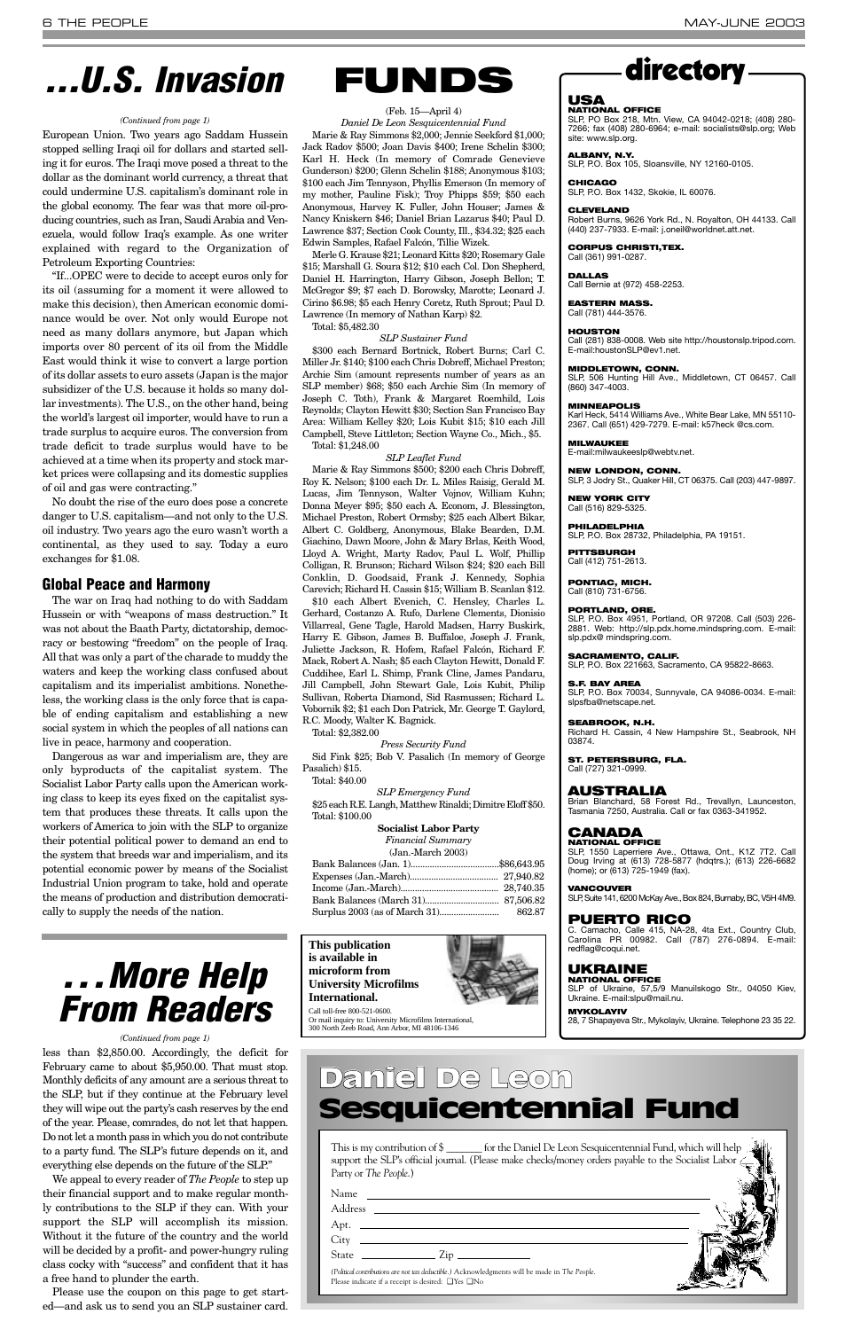# ...U.S. Invasion

*(Continued from page 1)*

European Union. Two years ago Saddam Hussein stopped selling Iraqi oil for dollars and started selling it for euros. The Iraqi move posed a threat to the dollar as the dominant world currency, a threat that could undermine U.S. capitalism's dominant role in the global economy. The fear was that more oil-producing countries, such as Iran, Saudi Arabia and Venezuela, would follow Iraq's example. As one writer explained with regard to the Organization of Petroleum Exporting Countries:

"If...OPEC were to decide to accept euros only for its oil (assuming for a moment it were allowed to make this decision), then American economic dominance would be over. Not only would Europe not need as many dollars anymore, but Japan which imports over 80 percent of its oil from the Middle East would think it wise to convert a large portion of its dollar assets to euro assets (Japan is the major subsidizer of the U.S. because it holds so many dollar investments). The U.S., on the other hand, being the world's largest oil importer, would have to run a trade surplus to acquire euros. The conversion from trade deficit to trade surplus would have to be achieved at a time when its property and stock market prices were collapsing and its domestic supplies of oil and gas were contracting."

No doubt the rise of the euro does pose a concrete danger to U.S. capitalism—and not only to the U.S. oil industry. Two years ago the euro wasn't worth a continental, as they used to say. Today a euro exchanges for $1.08.

## Global Peace and Harmony

The war on Iraq had nothing to do with Saddam Hussein or with "weapons of mass destruction." It was not about the Baath Party, dictatorship, democracy or bestowing "freedom" on the people of Iraq. All that was only a part of the charade to muddy the waters and keep the working class confused about capitalism and its imperialist ambitions. Nonetheless, the working class is the only force that is capable of ending capitalism and establishing a new social system in which the peoples of all nations can live in peace, harmony and cooperation.

Dangerous as war and imperialism are, they are only byproducts of the capitalist system. The Socialist Labor Party calls upon the American working class to keep its eyes fixed on the capitalist system that produces these threats. It calls upon the workers of America to join with the SLP to organize their potential political power to demand an end to the system that breeds war and imperialism, and its potential economic power by means of the Socialist Industrial Union program to take, hold and operate the means of production and distribution democratically to supply the needs of the nation.

# . . . More Help From Readers

*(Continued from page 1)*

less than $2,850.00. Accordingly, the deficit for February came to about $5,950.00. That must stop. Monthly deficits of any amount are a serious threat to the SLP, but if they continue at the February level they will wipe out the party's cash reserves by the end of the year. Please, comrades, do not let that happen. Do not let a month pass in which you do not contribute to a party fund. The SLP's future depends on it, and everything else depends on the future of the SLP."

We appeal to every reader of *The People* to step up their financial support and to make regular monthly contributions to the SLP if they can. With your support the SLP will accomplish its mission. Without it the future of the country and the world will be decided by a profit- and power-hungry ruling class cocky with "success" and confident that it has a free hand to plunder the earth.

Please use the coupon on this page to get started—and ask us to send you an SLP sustainer card.

# FUNDS

(Feb. 15—April 4)

*Daniel De Leon Sesquicentennial Fund*

Marie & Ray Simmons $2,000; Jennie Seekford $1,000; Jack Radov $500; Joan Davis $400; Irene Schelin $300; Karl H. Heck (In memory of Comrade Genevieve Gunderson) $200; Glenn Schelin $188; Anonymous $103; $100 each Jim Tennyson, Phyllis Emerson (In memory of my mother, Pauline Fisk); Troy Phipps $59; $50 each Anonymous, Harvey K. Fuller, John Houser; James & Nancy Kniskern $46; Daniel Brian Lazarus $40; Paul D. Lawrence $37; Section Cook County, Ill., $34.32; $25 each Edwin Samples, Rafael Falcón, Tillie Wizek.

Merle G. Krause $21; Leonard Kitts $20; Rosemary Gale $15; Marshall G. Soura $12; $10 each Col. Don Shepherd, Daniel H. Harrington, Harry Gibson, Joseph Bellon; T. McGregor $9; $7 each D. Borowsky, Marotte; Leonard J. Cirino $6.98; $5 each Henry Coretz, Ruth Sprout; Paul D. Lawrence (In memory of Nathan Karp) $2.

Total: $5,482.30

*SLP Sustainer Fund*

$300 each Bernard Bortnick, Robert Burns; Carl C. Miller Jr. $140; $100 each Chris Dobreff, Michael Preston; Archie Sim (amount represents number of years as an SLP member) $68; $50 each Archie Sim (In memory of Joseph C. Toth), Frank & Margaret Roemhild, Lois Reynolds; Clayton Hewitt $30; Section San Francisco Bay Area: William Kelley $20; Lois Kubit $15; $10 each Jill Campbell, Steve Littleton; Section Wayne Co., Mich., $5.

Total: $1,248.00

*SLP Leaflet Fund*

Marie & Ray Simmons $500; $200 each Chris Dobreff, Roy K. Nelson; $100 each Dr. L. Miles Raisig, Gerald M. Lucas, Jim Tennyson, Walter Vojnov, William Kuhn; Donna Meyer $95; $50 each A. Econom, J. Blessington, Michael Preston, Robert Ormsby; $25 each Albert Bikar, Albert C. Goldberg, Anonymous, Blake Bearden, D.M. Giachino, Dawn Moore, John & Mary Brlas, Keith Wood, Lloyd A. Wright, Marty Radov, Paul L. Wolf, Phillip Colligan, R. Brunson; Richard Wilson $24; $20 each Bill Conklin, D. Goodsaid, Frank J. Kennedy, Sophia Carevich; Richard H. Cassin $15; William B. Scanlan $12.

$10 each Albert Evenich, C. Hensley, Charles L. Gerhard, Costanzo A. Rufo, Darlene Clements, Dionisio Villarreal, Gene Tagle, Harold Madsen, Harry Buskirk, Harry E. Gibson, James B. Buffaloe, Joseph J. Frank, Juliette Jackson, R. Hofem, Rafael Falcón, Richard F. Mack, Robert A. Nash; $5 each Clayton Hewitt, Donald F. Cuddihee, Earl L. Shimp, Frank Cline, James Pandaru, Jill Campbell, John Stewart Gale, Lois Kubit, Philip Sullivan, Roberta Diamond, Sid Rasmussen; Richard L. Vobornik $2; $1 each Don Patrick, Mr. George T. Gaylord, R.C. Moody, Walter K. Bagnick.

Total: $2,382.00

*Press Security Fund*

Sid Fink $25; Bob V. Pasalich (In memory of George Pasalich) $15.

Total: $40.00

*SLP Emergency Fund*

$25 each R.E. Langh, Matthew Rinaldi; Dimitre Eloff $50.

Total: $100.00

**Socialist Labor Party**
*Financial Summary*
(Jan.-March 2003)

| | |
|---|---|
| Bank Balances (Jan. 1) | $86,643.95 |
| Expenses (Jan.-March) | 27,940.82 |
| Income (Jan.-March) | 28,740.35 |
| Bank Balances (March 31) | 87,506.82 |
| Surplus 2003 (as of March 31) | 862.87 |

**This publication is available in microform from University Microfilms International.**

Call toll-free 800-521-0600.
Or mail inquiry to: University Microfilms International, 300 North Zeeb Road, Ann Arbor, MI 48106-1346

# directory

## USA

**NATIONAL OFFICE**
SLP, PO Box 218, Mtn. View, CA 94042-0218; (408) 280-7266; fax (408) 280-6964; e-mail: socialists@slp.org; Web site: www.slp.org.

**ALBANY, N.Y.**
SLP, P.O. Box 105, Sloansville, NY 12160-0105.

**CHICAGO**
SLP, P.O. Box 1432, Skokie, IL 60076.

**CLEVELAND**
Robert Burns, 9626 York Rd., N. Royalton, OH 44133. Call (440) 237-7933. E-mail: j.oneil@worldnet.att.net.

**CORPUS CHRISTI,TEX.**
Call (361) 991-0287.

**DALLAS**
Call Bernie at (972) 458-2253.

**EASTERN MASS.**
Call (781) 444-3576.

**HOUSTON**
Call (281) 838-0008. Web site http://houstonslp.tripod.com. E-mail:houstonSLP@ev1.net.

**MIDDLETOWN, CONN.**
SLP, 506 Hunting Hill Ave., Middletown, CT 06457. Call (860) 347-4003.

**MINNEAPOLIS**
Karl Heck, 5414 Williams Ave., White Bear Lake, MN 55110-2367. Call (651) 429-7279. E-mail: k57heck @cs.com.

**MILWAUKEE**
E-mail:milwaukeeslp@webtv.net.

**NEW LONDON, CONN.**
SLP, 3 Jodry St., Quaker Hill, CT 06375. Call (203) 447-9897.

**NEW YORK CITY**
Call (516) 829-5325.

**PHILADELPHIA**
SLP, P.O. Box 28732, Philadelphia, PA 19151.

**PITTSBURGH**
Call (412) 751-2613.

**PONTIAC, MICH.**
Call (810) 731-6756.

**PORTLAND, ORE.**
SLP, P.O. Box 4951, Portland, OR 97208. Call (503) 226-2881. Web: http://slp.pdx.home.mindspring.com. E-mail: slp.pdx@ mindspring.com.

**SACRAMENTO, CALIF.**
SLP, P.O. Box 221663, Sacramento, CA 95822-8663.

**S.F. BAY AREA**
SLP, P.O. Box 70034, Sunnyvale, CA 94086-0034. E-mail: slpsfba@netscape.net.

**SEABROOK, N.H.**
Richard H. Cassin, 4 New Hampshire St., Seabrook, NH 03874.

**ST. PETERSBURG, FLA.**
Call (727) 321-0999.

## AUSTRALIA

Brian Blanchard, 58 Forest Rd., Trevallyn, Launceston, Tasmania 7250, Australia. Call or fax 0363-341952.

## CANADA

**NATIONAL OFFICE**
SLP, 1550 Laperriere Ave., Ottawa, Ont., K1Z 7T2. Call Doug Irving at (613) 728-5877 (hdqtrs.); (613) 226-6682 (home); or (613) 725-1949 (fax).

**VANCOUVER**
SLP, Suite 141, 6200 McKay Ave., Box 824, Burnaby, BC, V5H 4M9.

## PUERTO RICO

C. Camacho, Calle 415, NA-28, 4ta Ext., Country Club, Carolina PR 00982. Call (787) 276-0894. E-mail: redflag@coqui.net.

## UKRAINE

**NATIONAL OFFICE**
SLP of Ukraine, 57,5/9 Manuilskogo Str., 04050 Kiev, Ukraine. E-mail:slpu@mail.nu.

**MYKOLAYIV**
28, 7 Shapayeva Str., Mykolayiv, Ukraine. Telephone 23 35 22.

# Daniel De Leon Sesquicentennial Fund

This is my contribution of $ _______ for the Daniel De Leon Sesquicentennial Fund, which will help support the SLP's official journal. (Please make checks/money orders payable to the Socialist Labor Party or *The People*.)

Name ____________________

Address ____________________

Apt. ____________________

City ____________________

State __________ Zip __________

*(Political contributions are not tax deductible.)* Acknowledgments will be made in *The People*. Please indicate if a receipt is desired: ❑Yes ❑No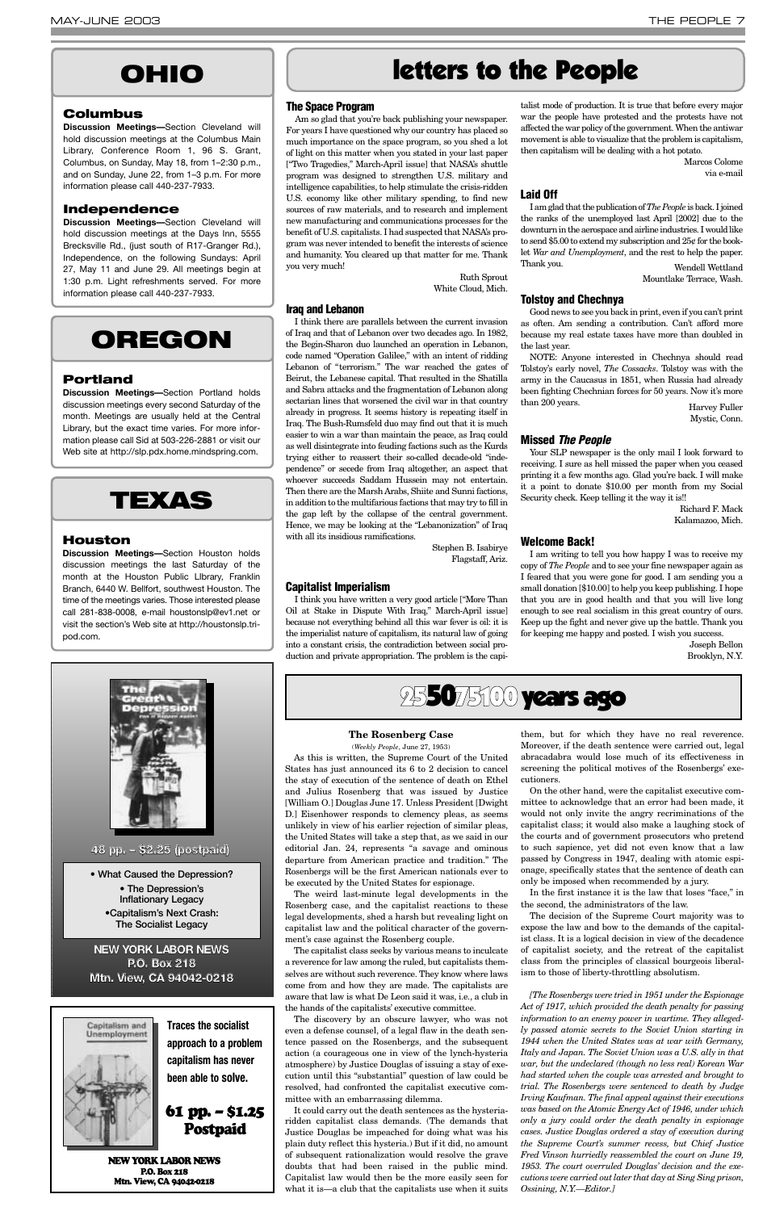# OHIO

### Columbus

**Discussion Meetings—**Section Cleveland will hold discussion meetings at the Columbus Main Library, Conference Room 1, 96 S. Grant, Columbus, on Sunday, May 18, from 1–2:30 p.m., and on Sunday, June 22, from 1–3 p.m. For more information please call 440-237-7933.

### Independence

**Discussion Meetings—**Section Cleveland will hold discussion meetings at the Days Inn, 5555 Brecksville Rd., (just south of R17-Granger Rd.), Independence, on the following Sundays: April 27, May 11 and June 29. All meetings begin at 1:30 p.m. Light refreshments served. For more information please call 440-237-7933.

# OREGON

### Portland

**Discussion Meetings—**Section Portland holds discussion meetings every second Saturday of the month. Meetings are usually held at the Central Library, but the exact time varies. For more information please call Sid at 503-226-2881 or visit our Web site at http://slp.pdx.home.mindspring.com.

# TEXAS

### Houston

**Discussion Meetings—**Section Houston holds discussion meetings the last Saturday of the month at the Houston Public LIbrary, Franklin Branch, 6440 W. Bellfort, southwest Houston. The time of the meetings varies. Those interested please call 281-838-0008, e-mail houstonslp@ev1.net or visit the section's Web site at http://houstonslp.tripod.com.

**The Great Depression**

48 pp. – $2.25 (postpaid)

- What Caused the Depression?
- The Depression's Inflationary Legacy
- Capitalism's Next Crash: The Socialist Legacy

NEW YORK LABOR NEWS
P.O. Box 218
Mtn. View, CA 94042-0218

**Capitalism and Unemployment**

**Traces the socialist approach to a problem capitalism has never been able to solve.**

**61 pp. – $1.25 Postpaid**

**NEW YORK LABOR NEWS**
**P.O. Box 218**
**Mtn. View, CA 94042-0218**

# letters to the People

### The Space Program

Am so glad that you're back publishing your newspaper. For years I have questioned why our country has placed so much importance on the space program, so you shed a lot of light on this matter when you stated in your last paper ["Two Tragedies," March-April issue] that NASA's shuttle program was designed to strengthen U.S. military and intelligence capabilities, to help stimulate the crisis-ridden U.S. economy like other military spending, to find new sources of raw materials, and to research and implement new manufacturing and communications processes for the benefit of U.S. capitalists. I had suspected that NASA's program was never intended to benefit the interests of science and humanity. You cleared up that matter for me. Thank you very much!

Ruth Sprout
White Cloud, Mich.

### Iraq and Lebanon

I think there are parallels between the current invasion of Iraq and that of Lebanon over two decades ago. In 1982, the Begin-Sharon duo launched an operation in Lebanon, code named "Operation Galilee," with an intent of ridding Lebanon of "terrorism." The war reached the gates of Beirut, the Lebanese capital. That resulted in the Shatilla and Sabra attacks and the fragmentation of Lebanon along sectarian lines that worsened the civil war in that country already in progress. It seems history is repeating itself in Iraq. The Bush-Rumsfeld duo may find out that it is much easier to win a war than maintain the peace, as Iraq could as well disintegrate into feuding factions such as the Kurds trying either to reassert their so-called decade-old "independence" or secede from Iraq altogether, an aspect that whoever succeeds Saddam Hussein may not entertain. Then there are the Marsh Arabs, Shiite and Sunni factions, in addition to the multifarious factions that may try to fill in the gap left by the collapse of the central government. Hence, we may be looking at the "Lebanonization" of Iraq with all its insidious ramifications.

Stephen B. Isabirye
Flagstaff, Ariz.

### Capitalist Imperialism

I think you have written a very good article ["More Than Oil at Stake in Dispute With Iraq," March-April issue] because not everything behind all this war fever is oil: it is the imperialist nature of capitalism, its natural law of going into a constant crisis, the contradiction between social production and private appropriation. The problem is the capitalist mode of production. It is true that before every major war the people have protested and the protests have not affected the war policy of the government. When the antiwar movement is able to visualize that the problem is capitalism, then capitalism will be dealing with a hot potato.

Marcos Colome
via e-mail

### Laid Off

I am glad that the publication of *The People* is back. I joined the ranks of the unemployed last April [2002] due to the downturn in the aerospace and airline industries. I would like to send $5.00 to extend my subscription and 25¢ for the booklet *War and Unemployment*, and the rest to help the paper. Thank you.

Wendell Wettland
Mountlake Terrace, Wash.

### Tolstoy and Chechnya

Good news to see you back in print, even if you can't print as often. Am sending a contribution. Can't afford more because my real estate taxes have more than doubled in the last year.

NOTE: Anyone interested in Chechnya should read Tolstoy's early novel, *The Cossacks*. Tolstoy was with the army in the Caucasus in 1851, when Russia had already been fighting Chechnian forces for 50 years. Now it's more than 200 years.

Harvey Fuller
Mystic, Conn.

### Missed *The People*

Your SLP newspaper is the only mail I look forward to receiving. I sure as hell missed the paper when you ceased printing it a few months ago. Glad you're back. I will make it a point to donate $10.00 per month from my Social Security check. Keep telling it the way it is!!

Richard F. Mack
Kalamazoo, Mich.

### Welcome Back!

I am writing to tell you how happy I was to receive my copy of *The People* and to see your fine newspaper again as I feared that you were gone for good. I am sending you a small donation [$10.00] to help you keep publishing. I hope that you are in good health and that you will live long enough to see real socialism in this great country of ours. Keep up the fight and never give up the battle. Thank you for keeping me happy and posted. I wish you success.

Joseph Bellon
Brooklyn, N.Y.

# 25 50 75 100 years ago

### The Rosenberg Case

(*Weekly People*, June 27, 1953)

As this is written, the Supreme Court of the United States has just announced its 6 to 2 decision to cancel the stay of execution of the sentence of death on Ethel and Julius Rosenberg that was issued by Justice [William O.] Douglas June 17. Unless President [Dwight D.] Eisenhower responds to clemency pleas, as seems unlikely in view of his earlier rejection of similar pleas, the United States will take a step that, as we said in our editorial Jan. 24, represents "a savage and ominous departure from American practice and tradition." The Rosenbergs will be the first American nationals ever to be executed by the United States for espionage.

The weird last-minute legal developments in the Rosenberg case, and the capitalist reactions to these legal developments, shed a harsh but revealing light on capitalist law and the political character of the government's case against the Rosenberg couple.

The capitalist class seeks by various means to inculcate a reverence for law among the ruled, but capitalists themselves are without such reverence. They know where laws come from and how they are made. The capitalists are aware that law is what De Leon said it was, i.e., a club in the hands of the capitalists' executive committee.

The discovery by an obscure lawyer, who was not even a defense counsel, of a legal flaw in the death sentence passed on the Rosenbergs, and the subsequent action (a courageous one in view of the lynch-hysteria atmosphere) by Justice Douglas of issuing a stay of execution until this "substantial" question of law could be resolved, had confronted the capitalist executive committee with an embarrassing dilemma.

It could carry out the death sentences as the hysteria-ridden capitalist class demands. (The demands that Justice Douglas be impeached for doing what was his plain duty reflect this hysteria.) But if it did, no amount of subsequent rationalization would resolve the grave doubts that had been raised in the public mind. Capitalist law would then be the more easily seen for what it is—a club that the capitalists use when it suits them, but for which they have no real reverence. Moreover, if the death sentence were carried out, legal abracadabra would lose much of its effectiveness in screening the political motives of the Rosenbergs' executioners.

On the other hand, were the capitalist executive committee to acknowledge that an error had been made, it would not only invite the angry recriminations of the capitalist class; it would also make a laughing stock of the courts and of government prosecutors who pretend to such sapience, yet did not even know that a law passed by Congress in 1947, dealing with atomic espionage, specifically states that the sentence of death can only be imposed when recommended by a jury.

In the first instance it is the law that loses "face," in the second, the administrators of the law.

The decision of the Supreme Court majority was to expose the law and bow to the demands of the capitalist class. It is a logical decision in view of the decadence of capitalist society, and the retreat of the capitalist class from the principles of classical bourgeois liberalism to those of liberty-throttling absolutism.

*[The Rosenbergs were tried in 1951 under the Espionage Act of 1917, which provided the death penalty for passing information to an enemy power in wartime. They allegedly passed atomic secrets to the Soviet Union starting in 1944 when the United States was at war with Germany, Italy and Japan. The Soviet Union was a U.S. ally in that war, but the undeclared (though no less real) Korean War had started when the couple was arrested and brought to trial. The Rosenbergs were sentenced to death by Judge Irving Kaufman. The final appeal against their executions was based on the Atomic Energy Act of 1946, under which only a jury could order the death penalty in espionage cases. Justice Douglas ordered a stay of execution during the Supreme Court's summer recess, but Chief Justice Fred Vinson hurriedly reassembled the court on June 19, 1953. The court overruled Douglas' decision and the executions were carried out later that day at Sing Sing prison, Ossining, N.Y.—Editor.]*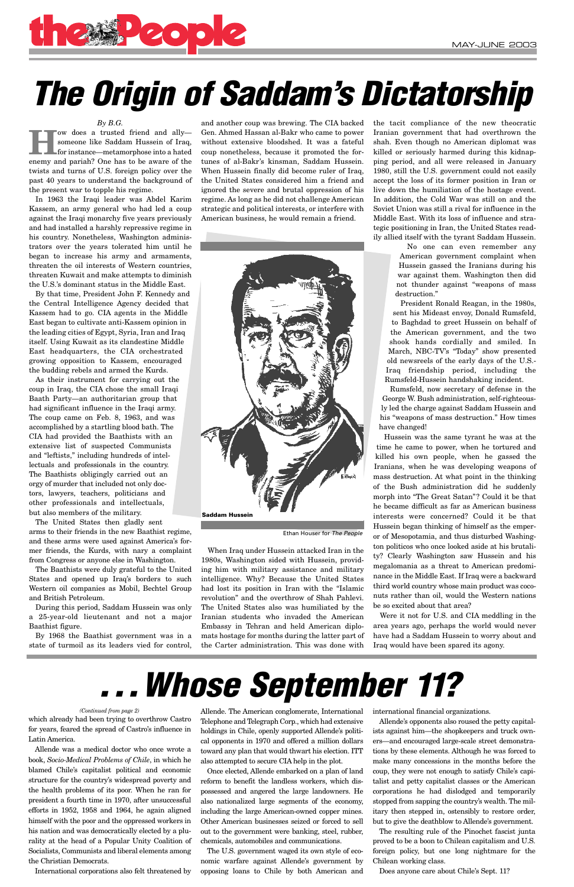# The Origin of Saddam's Dictatorship

*By B.G.*

How does a trusted friend and ally—someone like Saddam Hussein of Iraq, for instance—metamorphose into a hated enemy and pariah? One has to be aware of the twists and turns of U.S. foreign policy over the past 40 years to understand the background of the present war to topple his regime.

In 1963 the Iraqi leader was Abdel Karim Kassem, an army general who had led a coup against the Iraqi monarchy five years previously and had installed a harshly repressive regime in his country. Nonetheless, Washington administrators over the years tolerated him until he began to increase his army and armaments, threaten the oil interests of Western countries, threaten Kuwait and make attempts to diminish the U.S.'s dominant status in the Middle East.

By that time, President John F. Kennedy and the Central Intelligence Agency decided that Kassem had to go. CIA agents in the Middle East began to cultivate anti-Kassem opinion in the leading cities of Egypt, Syria, Iran and Iraq itself. Using Kuwait as its clandestine Middle East headquarters, the CIA orchestrated growing opposition to Kassem, encouraged the budding rebels and armed the Kurds.

As their instrument for carrying out the coup in Iraq, the CIA chose the small Iraqi Baath Party—an authoritarian group that had significant influence in the Iraqi army. The coup came on Feb. 8, 1963, and was accomplished by a startling blood bath. The CIA had provided the Baathists with an extensive list of suspected Communists and "leftists," including hundreds of intellectuals and professionals in the country. The Baathists obligingly carried out an orgy of murder that included not only doctors, lawyers, teachers, politicians and other professionals and intellectuals, but also members of the military.

The United States then gladly sent arms to their friends in the new Baathist regime, and these arms were used against America's former friends, the Kurds, with nary a complaint from Congress or anyone else in Washington.

The Baathists were duly grateful to the United States and opened up Iraq's borders to such Western oil companies as Mobil, Bechtel Group and British Petroleum.

During this period, Saddam Hussein was only a 25-year-old lieutenant and not a major Baathist figure.

By 1968 the Baathist government was in a state of turmoil as its leaders vied for control, and another coup was brewing. The CIA backed Gen. Ahmed Hassan al-Bakr who came to power without extensive bloodshed. It was a fateful coup nonetheless, because it promoted the fortunes of al-Bakr's kinsman, Saddam Hussein. When Hussein finally did become ruler of Iraq, the United States considered him a friend and ignored the severe and brutal oppression of his regime. As long as he did not challenge American strategic and political interests, or interfere with American business, he would remain a friend.

**Saddam Hussein**

Ethan Houser for *The People*

When Iraq under Hussein attacked Iran in the 1980s, Washington sided with Hussein, providing him with military assistance and military intelligence. Why? Because the United States had lost its position in Iran with the "Islamic revolution" and the overthrow of Shah Pahlevi. The United States also was humiliated by the Iranian students who invaded the American Embassy in Tehran and held American diplomats hostage for months during the latter part of the Carter administration. This was done with the tacit compliance of the new theocratic Iranian government that had overthrown the shah. Even though no American diplomat was killed or seriously harmed during this kidnapping period, and all were released in January 1980, still the U.S. government could not easily accept the loss of its former position in Iran or live down the humiliation of the hostage event. In addition, the Cold War was still on and the Soviet Union was still a rival for influence in the Middle East. With its loss of influence and strategic positioning in Iran, the United States readily allied itself with the tyrant Saddam Hussein.

No one can even remember any American government complaint when Hussein gassed the Iranians during his war against them. Washington then did not thunder against "weapons of mass destruction."

President Ronald Reagan, in the 1980s, sent his Mideast envoy, Donald Rumsfeld, to Baghdad to greet Hussein on behalf of the American government, and the two shook hands cordially and smiled. In March, NBC-TV's "Today" show presented old newsreels of the early days of the U.S.-Iraq friendship period, including the Rumsfeld-Hussein handshaking incident.

Rumsfeld, now secretary of defense in the George W. Bush administration, self-righteously led the charge against Saddam Hussein and his "weapons of mass destruction." How times have changed!

Hussein was the same tyrant he was at the time he came to power, when he tortured and killed his own people, when he gassed the Iranians, when he was developing weapons of mass destruction. At what point in the thinking of the Bush administration did he suddenly morph into "The Great Satan"? Could it be that he became difficult as far as American business interests were concerned? Could it be that Hussein began thinking of himself as the emperor of Mesopotamia, and thus disturbed Washington politicos who once looked aside at his brutality? Clearly Washington saw Hussein and his megalomania as a threat to American predominance in the Middle East. If Iraq were a backward third world country whose main product was coconuts rather than oil, would the Western nations be so excited about that area?

Were it not for U.S. and CIA meddling in the area years ago, perhaps the world would never have had a Saddam Hussein to worry about and Iraq would have been spared its agony.

# . . . Whose September 11?

*(Continued from page 2)*

which already had been trying to overthrow Castro for years, feared the spread of Castro's influence in Latin America.

Allende was a medical doctor who once wrote a book, *Socio-Medical Problems of Chile*, in which he blamed Chile's capitalist political and economic structure for the country's widespread poverty and the health problems of its poor. When he ran for president a fourth time in 1970, after unsuccessful efforts in 1952, 1958 and 1964, he again aligned himself with the poor and the oppressed workers in his nation and was democratically elected by a plurality at the head of a Popular Unity Coalition of Socialists, Communists and liberal elements among the Christian Democrats.

International corporations also felt threatened by Allende. The American conglomerate, International Telephone and Telegraph Corp., which had extensive holdings in Chile, openly supported Allende's political opponents in 1970 and offered a million dollars toward any plan that would thwart his election. ITT also attempted to secure CIA help in the plot.

Once elected, Allende embarked on a plan of land reform to benefit the landless workers, which dispossessed and angered the large landowners. He also nationalized large segments of the economy, including the large American-owned copper mines. Other American businesses seized or forced to sell out to the government were banking, steel, rubber, chemicals, automobiles and communications.

The U.S. government waged its own style of economic warfare against Allende's government by opposing loans to Chile by both American and international financial organizations.

Allende's opponents also roused the petty capitalists against him—the shopkeepers and truck owners—and encouraged large-scale street demonstrations by these elements. Although he was forced to make many concessions in the months before the coup, they were not enough to satisfy Chile's capitalist and petty capitalist classes or the American corporations he had dislodged and temporarily stopped from sapping the country's wealth. The military then stepped in, ostensibly to restore order, but to give the deathblow to Allende's government.

The resulting rule of the Pinochet fascist junta proved to be a boon to Chilean capitalism and U.S. foreign policy, but one long nightmare for the Chilean working class.

Does anyone care about Chile's Sept. 11?